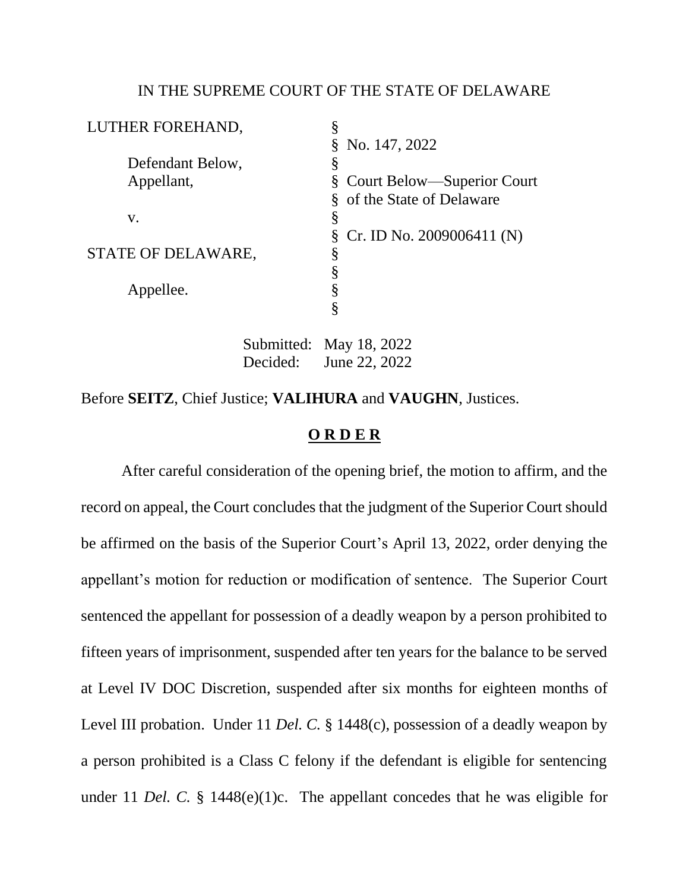IN THE SUPREME COURT OF THE STATE OF DELAWARE

| | | |
|---|---|---|
| LUTHER FOREHAND, | § | |
| | § | No. 147, 2022 |
| Defendant Below, | § | |
| Appellant, | § | Court Below—Superior Court |
| | § | of the State of Delaware |
| v. | § | |
| | § | Cr. ID No. 2009006411 (N) |
| STATE OF DELAWARE, | § | |
| | § | |
| Appellee. | § | |
| | § | |

Submitted: May 18, 2022
Decided: June 22, 2022

Before **SEITZ**, Chief Justice; **VALIHURA** and **VAUGHN**, Justices.

**O R D E R**

After careful consideration of the opening brief, the motion to affirm, and the record on appeal, the Court concludes that the judgment of the Superior Court should be affirmed on the basis of the Superior Court's April 13, 2022, order denying the appellant's motion for reduction or modification of sentence. The Superior Court sentenced the appellant for possession of a deadly weapon by a person prohibited to fifteen years of imprisonment, suspended after ten years for the balance to be served at Level IV DOC Discretion, suspended after six months for eighteen months of Level III probation. Under 11 *Del. C.* § 1448(c), possession of a deadly weapon by a person prohibited is a Class C felony if the defendant is eligible for sentencing under 11 *Del. C.* § 1448(e)(1)c. The appellant concedes that he was eligible for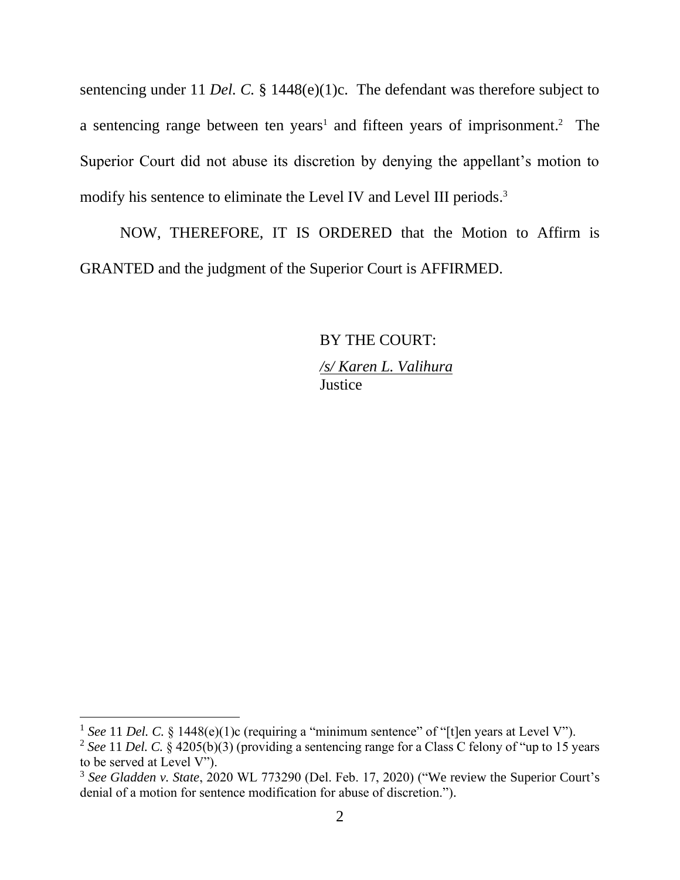sentencing under 11 *Del. C.* § 1448(e)(1)c. The defendant was therefore subject to a sentencing range between ten years[1] and fifteen years of imprisonment.[2] The Superior Court did not abuse its discretion by denying the appellant's motion to modify his sentence to eliminate the Level IV and Level III periods.[3]

NOW, THEREFORE, IT IS ORDERED that the Motion to Affirm is GRANTED and the judgment of the Superior Court is AFFIRMED.

BY THE COURT:

*/s/ Karen L. Valihura*
Justice

---

[1] *See* 11 *Del. C.* § 1448(e)(1)c (requiring a "minimum sentence" of "[t]en years at Level V").

[2] *See* 11 *Del. C.* § 4205(b)(3) (providing a sentencing range for a Class C felony of "up to 15 years to be served at Level V").

[3] *See Gladden v. State*, 2020 WL 773290 (Del. Feb. 17, 2020) ("We review the Superior Court's denial of a motion for sentence modification for abuse of discretion.").